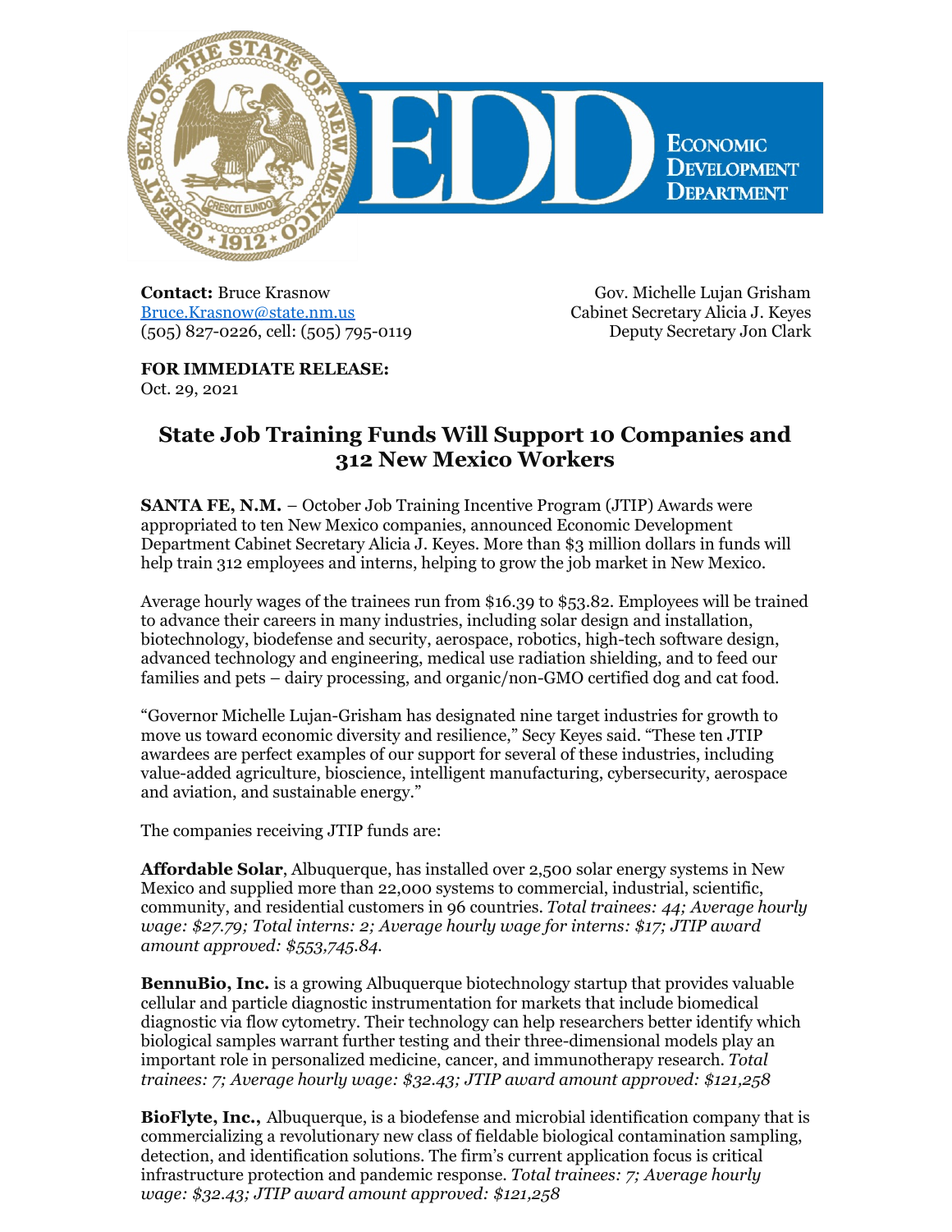**Contact:** Bruce Krasnow
Bruce.Krasnow@state.nm.us
(505) 827-0226, cell: (505) 795-0119

Gov. Michelle Lujan Grisham
Cabinet Secretary Alicia J. Keyes
Deputy Secretary Jon Clark

**FOR IMMEDIATE RELEASE:**
Oct. 29, 2021

# State Job Training Funds Will Support 10 Companies and 312 New Mexico Workers

**SANTA FE, N.M.** – October Job Training Incentive Program (JTIP) Awards were appropriated to ten New Mexico companies, announced Economic Development Department Cabinet Secretary Alicia J. Keyes. More than $3 million dollars in funds will help train 312 employees and interns, helping to grow the job market in New Mexico.

Average hourly wages of the trainees run from $16.39 to $53.82. Employees will be trained to advance their careers in many industries, including solar design and installation, biotechnology, biodefense and security, aerospace, robotics, high-tech software design, advanced technology and engineering, medical use radiation shielding, and to feed our families and pets – dairy processing, and organic/non-GMO certified dog and cat food.

"Governor Michelle Lujan-Grisham has designated nine target industries for growth to move us toward economic diversity and resilience," Secy Keyes said. "These ten JTIP awardees are perfect examples of our support for several of these industries, including value-added agriculture, bioscience, intelligent manufacturing, cybersecurity, aerospace and aviation, and sustainable energy."

The companies receiving JTIP funds are:

**Affordable Solar**, Albuquerque, has installed over 2,500 solar energy systems in New Mexico and supplied more than 22,000 systems to commercial, industrial, scientific, community, and residential customers in 96 countries. *Total trainees: 44; Average hourly wage: $27.79; Total interns: 2; Average hourly wage for interns: $17; JTIP award amount approved: $553,745.84.*

**BennuBio, Inc.** is a growing Albuquerque biotechnology startup that provides valuable cellular and particle diagnostic instrumentation for markets that include biomedical diagnostic via flow cytometry. Their technology can help researchers better identify which biological samples warrant further testing and their three-dimensional models play an important role in personalized medicine, cancer, and immunotherapy research. *Total trainees: 7; Average hourly wage: $32.43; JTIP award amount approved: $121,258*

**BioFlyte, Inc.,** Albuquerque, is a biodefense and microbial identification company that is commercializing a revolutionary new class of fieldable biological contamination sampling, detection, and identification solutions. The firm's current application focus is critical infrastructure protection and pandemic response. *Total trainees: 7; Average hourly wage: $32.43; JTIP award amount approved: $121,258*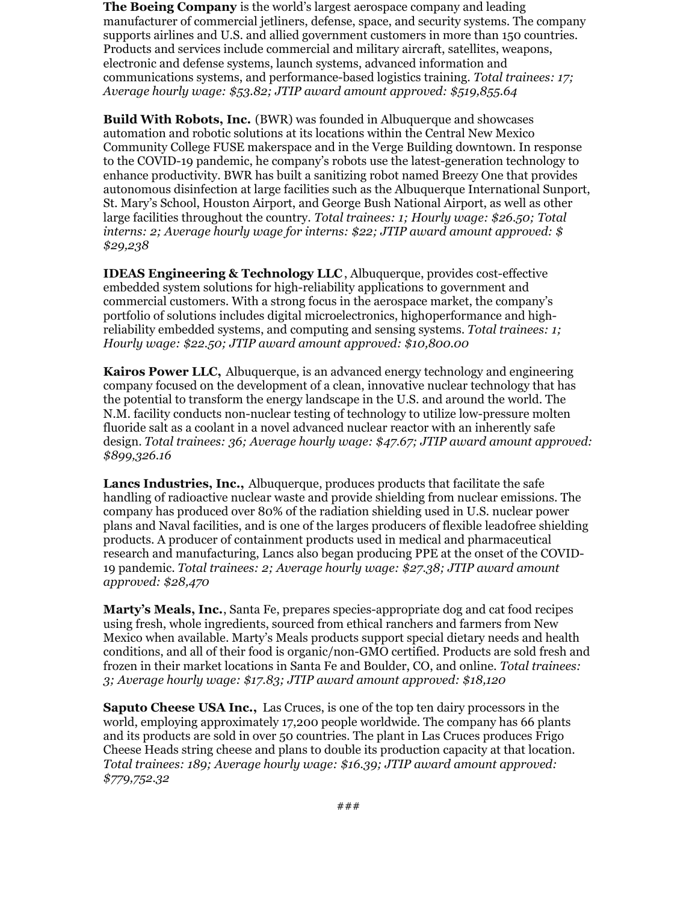**The Boeing Company** is the world's largest aerospace company and leading manufacturer of commercial jetliners, defense, space, and security systems. The company supports airlines and U.S. and allied government customers in more than 150 countries. Products and services include commercial and military aircraft, satellites, weapons, electronic and defense systems, launch systems, advanced information and communications systems, and performance-based logistics training. *Total trainees: 17; Average hourly wage: $53.82; JTIP award amount approved: $519,855.64*

**Build With Robots, Inc.** (BWR) was founded in Albuquerque and showcases automation and robotic solutions at its locations within the Central New Mexico Community College FUSE makerspace and in the Verge Building downtown. In response to the COVID-19 pandemic, he company's robots use the latest-generation technology to enhance productivity. BWR has built a sanitizing robot named Breezy One that provides autonomous disinfection at large facilities such as the Albuquerque International Sunport, St. Mary's School, Houston Airport, and George Bush National Airport, as well as other large facilities throughout the country. *Total trainees: 1; Hourly wage: $26.50; Total interns: 2; Average hourly wage for interns: $22; JTIP award amount approved: $ $29,238*

**IDEAS Engineering & Technology LLC**, Albuquerque, provides cost-effective embedded system solutions for high-reliability applications to government and commercial customers. With a strong focus in the aerospace market, the company's portfolio of solutions includes digital microelectronics, highoperformance and high-reliability embedded systems, and computing and sensing systems. *Total trainees: 1; Hourly wage: $22.50; JTIP award amount approved: $10,800.00*

**Kairos Power LLC,** Albuquerque, is an advanced energy technology and engineering company focused on the development of a clean, innovative nuclear technology that has the potential to transform the energy landscape in the U.S. and around the world. The N.M. facility conducts non-nuclear testing of technology to utilize low-pressure molten fluoride salt as a coolant in a novel advanced nuclear reactor with an inherently safe design. *Total trainees: 36; Average hourly wage: $47.67; JTIP award amount approved: $899,326.16*

**Lancs Industries, Inc.,** Albuquerque, produces products that facilitate the safe handling of radioactive nuclear waste and provide shielding from nuclear emissions. The company has produced over 80% of the radiation shielding used in U.S. nuclear power plans and Naval facilities, and is one of the larges producers of flexible lead0free shielding products. A producer of containment products used in medical and pharmaceutical research and manufacturing, Lancs also began producing PPE at the onset of the COVID-19 pandemic. *Total trainees: 2; Average hourly wage: $27.38; JTIP award amount approved: $28,470*

**Marty's Meals, Inc.**, Santa Fe, prepares species-appropriate dog and cat food recipes using fresh, whole ingredients, sourced from ethical ranchers and farmers from New Mexico when available. Marty's Meals products support special dietary needs and health conditions, and all of their food is organic/non-GMO certified. Products are sold fresh and frozen in their market locations in Santa Fe and Boulder, CO, and online. *Total trainees: 3; Average hourly wage: $17.83; JTIP award amount approved: $18,120*

**Saputo Cheese USA Inc.,** Las Cruces, is one of the top ten dairy processors in the world, employing approximately 17,200 people worldwide. The company has 66 plants and its products are sold in over 50 countries. The plant in Las Cruces produces Frigo Cheese Heads string cheese and plans to double its production capacity at that location. *Total trainees: 189; Average hourly wage: $16.39; JTIP award amount approved: $779,752.32*

###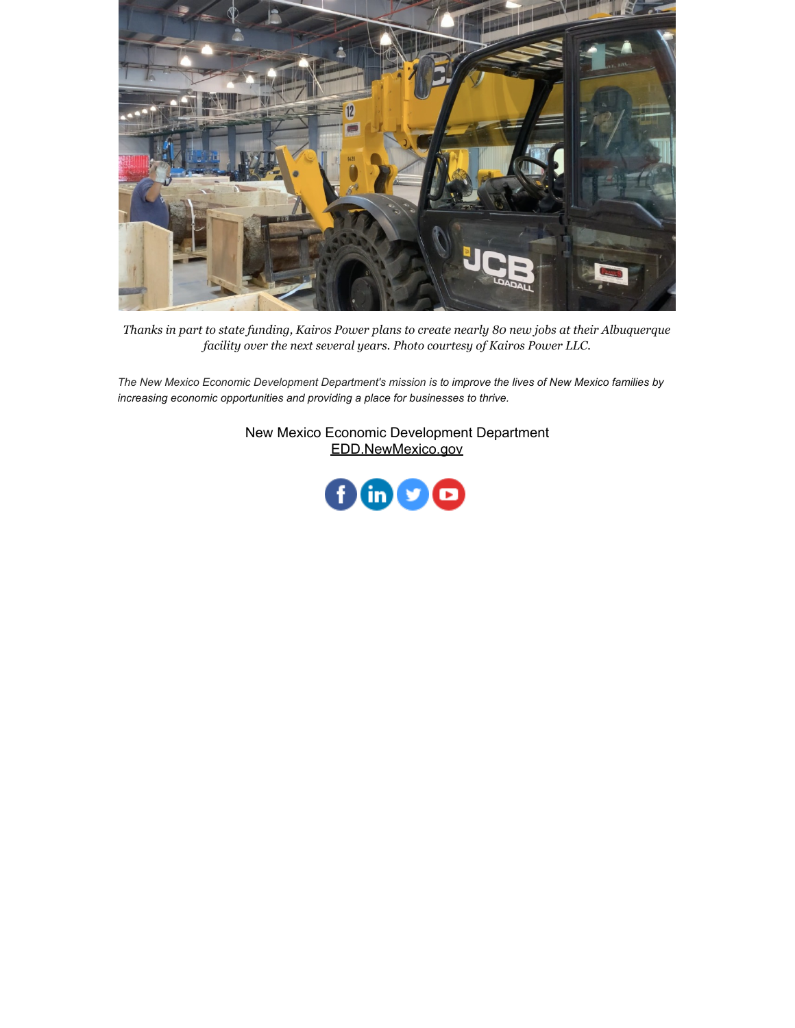*Thanks in part to state funding, Kairos Power plans to create nearly 80 new jobs at their Albuquerque facility over the next several years. Photo courtesy of Kairos Power LLC.*

*The New Mexico Economic Development Department's mission is to improve the lives of New Mexico families by increasing economic opportunities and providing a place for businesses to thrive.*

New Mexico Economic Development Department
[EDD.NewMexico.gov](EDD.NewMexico.gov)